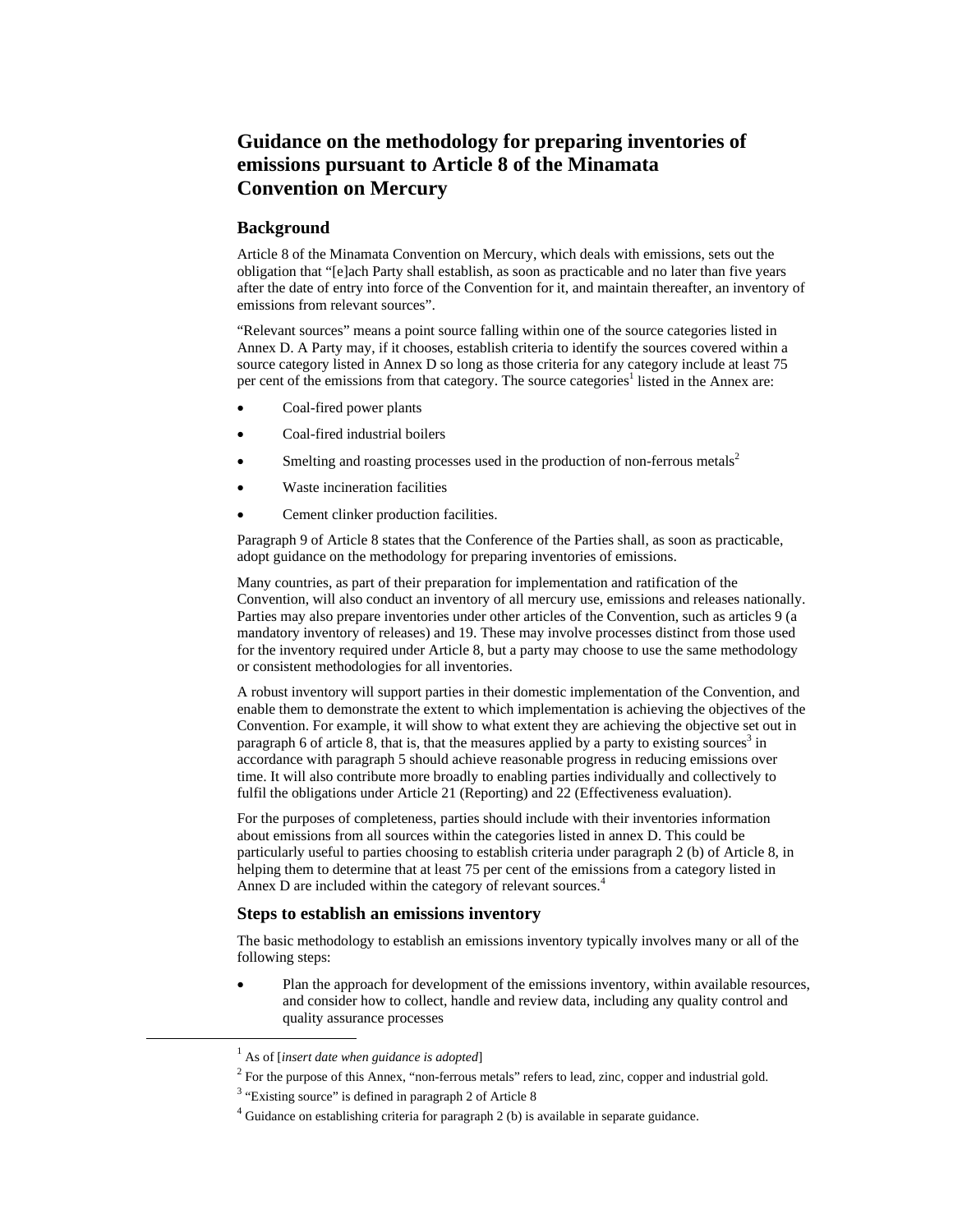# Guidance on the methodology for preparing inventories of emissions pursuant to Article 8 of the Minamata Convention on Mercury

## Background

Article 8 of the Minamata Convention on Mercury, which deals with emissions, sets out the obligation that "[e]ach Party shall establish, as soon as practicable and no later than five years after the date of entry into force of the Convention for it, and maintain thereafter, an inventory of emissions from relevant sources".

"Relevant sources" means a point source falling within one of the source categories listed in Annex D. A Party may, if it chooses, establish criteria to identify the sources covered within a source category listed in Annex D so long as those criteria for any category include at least 75 per cent of the emissions from that category. The source categories[1] listed in the Annex are:

- Coal-fired power plants
- Coal-fired industrial boilers
- Smelting and roasting processes used in the production of non-ferrous metals[2]
- Waste incineration facilities
- Cement clinker production facilities.

Paragraph 9 of Article 8 states that the Conference of the Parties shall, as soon as practicable, adopt guidance on the methodology for preparing inventories of emissions.

Many countries, as part of their preparation for implementation and ratification of the Convention, will also conduct an inventory of all mercury use, emissions and releases nationally. Parties may also prepare inventories under other articles of the Convention, such as articles 9 (a mandatory inventory of releases) and 19. These may involve processes distinct from those used for the inventory required under Article 8, but a party may choose to use the same methodology or consistent methodologies for all inventories.

A robust inventory will support parties in their domestic implementation of the Convention, and enable them to demonstrate the extent to which implementation is achieving the objectives of the Convention. For example, it will show to what extent they are achieving the objective set out in paragraph 6 of article 8, that is, that the measures applied by a party to existing sources[3] in accordance with paragraph 5 should achieve reasonable progress in reducing emissions over time. It will also contribute more broadly to enabling parties individually and collectively to fulfil the obligations under Article 21 (Reporting) and 22 (Effectiveness evaluation).

For the purposes of completeness, parties should include with their inventories information about emissions from all sources within the categories listed in annex D. This could be particularly useful to parties choosing to establish criteria under paragraph 2 (b) of Article 8, in helping them to determine that at least 75 per cent of the emissions from a category listed in Annex D are included within the category of relevant sources.[4]

## Steps to establish an emissions inventory

The basic methodology to establish an emissions inventory typically involves many or all of the following steps:

- Plan the approach for development of the emissions inventory, within available resources, and consider how to collect, handle and review data, including any quality control and quality assurance processes

---

[1] As of [*insert date when guidance is adopted*]

[2] For the purpose of this Annex, "non-ferrous metals" refers to lead, zinc, copper and industrial gold.

[3] "Existing source" is defined in paragraph 2 of Article 8

[4] Guidance on establishing criteria for paragraph 2 (b) is available in separate guidance.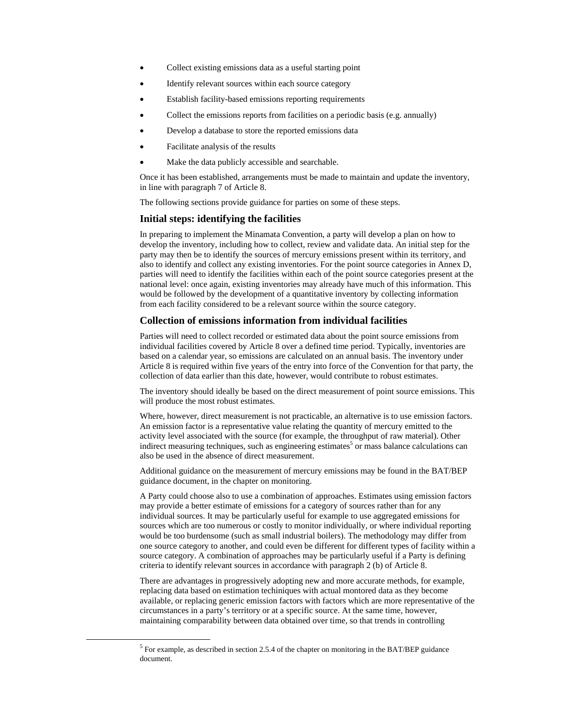- Collect existing emissions data as a useful starting point
- Identify relevant sources within each source category
- Establish facility-based emissions reporting requirements
- Collect the emissions reports from facilities on a periodic basis (e.g. annually)
- Develop a database to store the reported emissions data
- Facilitate analysis of the results
- Make the data publicly accessible and searchable.

Once it has been established, arrangements must be made to maintain and update the inventory, in line with paragraph 7 of Article 8.

The following sections provide guidance for parties on some of these steps.

### Initial steps: identifying the facilities

In preparing to implement the Minamata Convention, a party will develop a plan on how to develop the inventory, including how to collect, review and validate data. An initial step for the party may then be to identify the sources of mercury emissions present within its territory, and also to identify and collect any existing inventories. For the point source categories in Annex D, parties will need to identify the facilities within each of the point source categories present at the national level: once again, existing inventories may already have much of this information. This would be followed by the development of a quantitative inventory by collecting information from each facility considered to be a relevant source within the source category.

### Collection of emissions information from individual facilities

Parties will need to collect recorded or estimated data about the point source emissions from individual facilities covered by Article 8 over a defined time period. Typically, inventories are based on a calendar year, so emissions are calculated on an annual basis. The inventory under Article 8 is required within five years of the entry into force of the Convention for that party, the collection of data earlier than this date, however, would contribute to robust estimates.

The inventory should ideally be based on the direct measurement of point source emissions. This will produce the most robust estimates.

Where, however, direct measurement is not practicable, an alternative is to use emission factors. An emission factor is a representative value relating the quantity of mercury emitted to the activity level associated with the source (for example, the throughput of raw material). Other indirect measuring techniques, such as engineering estimates[5] or mass balance calculations can also be used in the absence of direct measurement.

Additional guidance on the measurement of mercury emissions may be found in the BAT/BEP guidance document, in the chapter on monitoring.

A Party could choose also to use a combination of approaches. Estimates using emission factors may provide a better estimate of emissions for a category of sources rather than for any individual sources. It may be particularly useful for example to use aggregated emissions for sources which are too numerous or costly to monitor individually, or where individual reporting would be too burdensome (such as small industrial boilers). The methodology may differ from one source category to another, and could even be different for different types of facility within a source category. A combination of approaches may be particularly useful if a Party is defining criteria to identify relevant sources in accordance with paragraph 2 (b) of Article 8.

There are advantages in progressively adopting new and more accurate methods, for example, replacing data based on estimation techiniques with actual montored data as they become available, or replacing generic emission factors with factors which are more representative of the circumstances in a party's territory or at a specific source. At the same time, however, maintaining comparability between data obtained over time, so that trends in controlling

[5] For example, as described in section 2.5.4 of the chapter on monitoring in the BAT/BEP guidance document.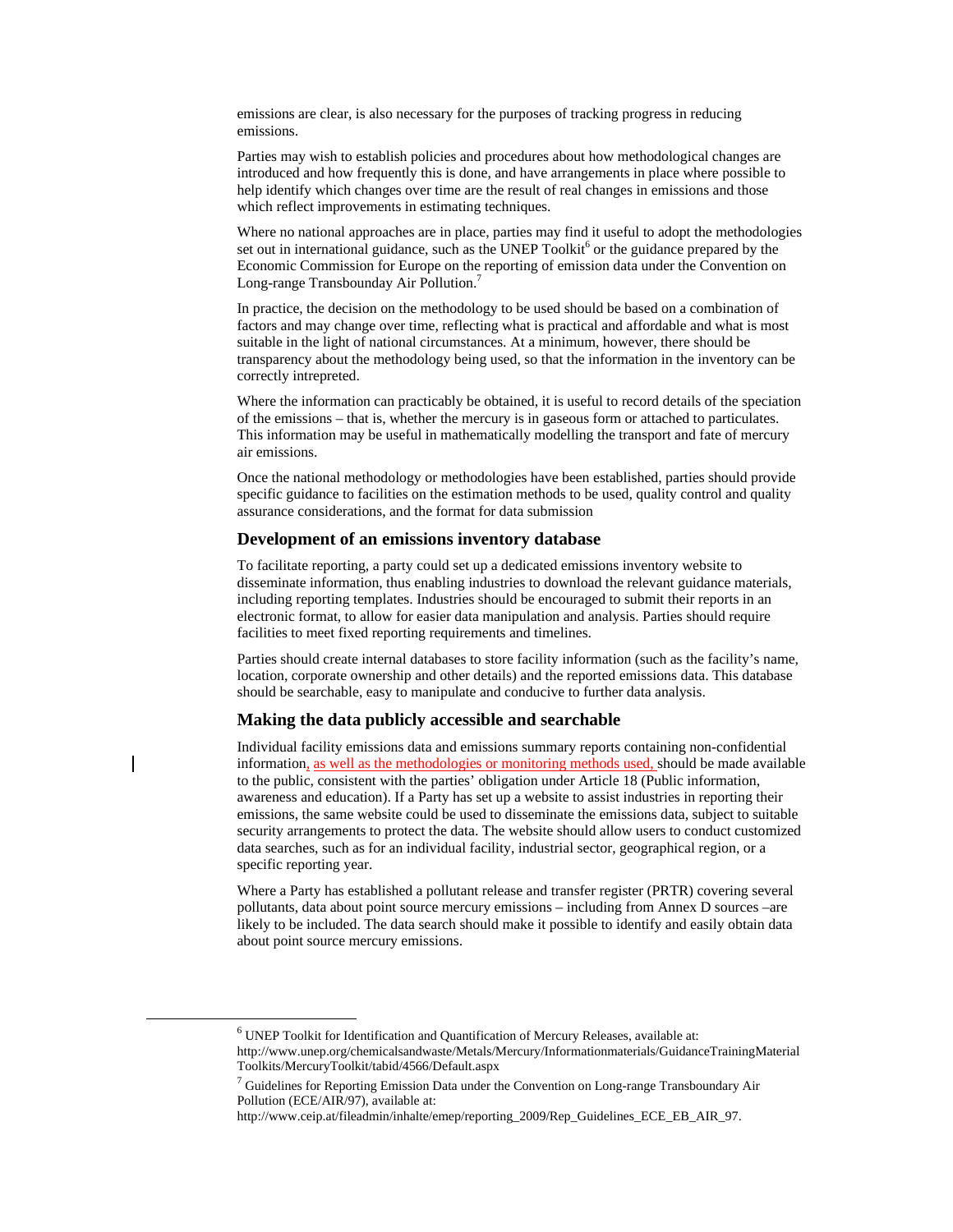emissions are clear, is also necessary for the purposes of tracking progress in reducing emissions.

Parties may wish to establish policies and procedures about how methodological changes are introduced and how frequently this is done, and have arrangements in place where possible to help identify which changes over time are the result of real changes in emissions and those which reflect improvements in estimating techniques.

Where no national approaches are in place, parties may find it useful to adopt the methodologies set out in international guidance, such as the UNEP Toolkit[6] or the guidance prepared by the Economic Commission for Europe on the reporting of emission data under the Convention on Long-range Transbounday Air Pollution.[7]

In practice, the decision on the methodology to be used should be based on a combination of factors and may change over time, reflecting what is practical and affordable and what is most suitable in the light of national circumstances. At a minimum, however, there should be transparency about the methodology being used, so that the information in the inventory can be correctly intrepreted.

Where the information can practicably be obtained, it is useful to record details of the speciation of the emissions – that is, whether the mercury is in gaseous form or attached to particulates. This information may be useful in mathematically modelling the transport and fate of mercury air emissions.

Once the national methodology or methodologies have been established, parties should provide specific guidance to facilities on the estimation methods to be used, quality control and quality assurance considerations, and the format for data submission

### Development of an emissions inventory database

To facilitate reporting, a party could set up a dedicated emissions inventory website to disseminate information, thus enabling industries to download the relevant guidance materials, including reporting templates. Industries should be encouraged to submit their reports in an electronic format, to allow for easier data manipulation and analysis. Parties should require facilities to meet fixed reporting requirements and timelines.

Parties should create internal databases to store facility information (such as the facility's name, location, corporate ownership and other details) and the reported emissions data. This database should be searchable, easy to manipulate and conducive to further data analysis.

### Making the data publicly accessible and searchable

Individual facility emissions data and emissions summary reports containing non-confidential information, as well as the methodologies or monitoring methods used, should be made available to the public, consistent with the parties' obligation under Article 18 (Public information, awareness and education). If a Party has set up a website to assist industries in reporting their emissions, the same website could be used to disseminate the emissions data, subject to suitable security arrangements to protect the data. The website should allow users to conduct customized data searches, such as for an individual facility, industrial sector, geographical region, or a specific reporting year.

Where a Party has established a pollutant release and transfer register (PRTR) covering several pollutants, data about point source mercury emissions – including from Annex D sources –are likely to be included. The data search should make it possible to identify and easily obtain data about point source mercury emissions.

---

[6] UNEP Toolkit for Identification and Quantification of Mercury Releases, available at: http://www.unep.org/chemicalsandwaste/Metals/Mercury/Informationmaterials/GuidanceTrainingMaterialToolkits/MercuryToolkit/tabid/4566/Default.aspx

[7] Guidelines for Reporting Emission Data under the Convention on Long-range Transboundary Air Pollution (ECE/AIR/97), available at: http://www.ceip.at/fileadmin/inhalte/emep/reporting_2009/Rep_Guidelines_ECE_EB_AIR_97.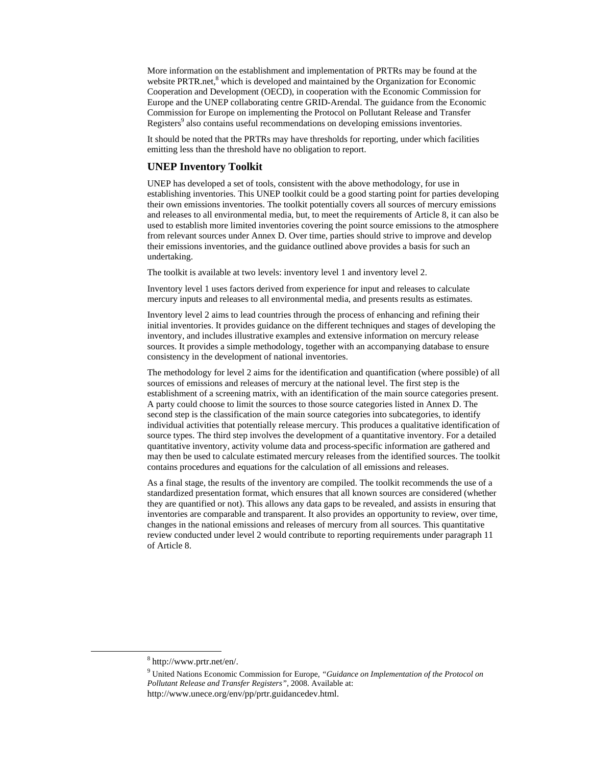More information on the establishment and implementation of PRTRs may be found at the website PRTR.net,[8] which is developed and maintained by the Organization for Economic Cooperation and Development (OECD), in cooperation with the Economic Commission for Europe and the UNEP collaborating centre GRID-Arendal. The guidance from the Economic Commission for Europe on implementing the Protocol on Pollutant Release and Transfer Registers[9] also contains useful recommendations on developing emissions inventories.

It should be noted that the PRTRs may have thresholds for reporting, under which facilities emitting less than the threshold have no obligation to report.

## UNEP Inventory Toolkit

UNEP has developed a set of tools, consistent with the above methodology, for use in establishing inventories. This UNEP toolkit could be a good starting point for parties developing their own emissions inventories. The toolkit potentially covers all sources of mercury emissions and releases to all environmental media, but, to meet the requirements of Article 8, it can also be used to establish more limited inventories covering the point source emissions to the atmosphere from relevant sources under Annex D. Over time, parties should strive to improve and develop their emissions inventories, and the guidance outlined above provides a basis for such an undertaking.

The toolkit is available at two levels: inventory level 1 and inventory level 2.

Inventory level 1 uses factors derived from experience for input and releases to calculate mercury inputs and releases to all environmental media, and presents results as estimates.

Inventory level 2 aims to lead countries through the process of enhancing and refining their initial inventories. It provides guidance on the different techniques and stages of developing the inventory, and includes illustrative examples and extensive information on mercury release sources. It provides a simple methodology, together with an accompanying database to ensure consistency in the development of national inventories.

The methodology for level 2 aims for the identification and quantification (where possible) of all sources of emissions and releases of mercury at the national level. The first step is the establishment of a screening matrix, with an identification of the main source categories present. A party could choose to limit the sources to those source categories listed in Annex D. The second step is the classification of the main source categories into subcategories, to identify individual activities that potentially release mercury. This produces a qualitative identification of source types. The third step involves the development of a quantitative inventory. For a detailed quantitative inventory, activity volume data and process-specific information are gathered and may then be used to calculate estimated mercury releases from the identified sources. The toolkit contains procedures and equations for the calculation of all emissions and releases.

As a final stage, the results of the inventory are compiled. The toolkit recommends the use of a standardized presentation format, which ensures that all known sources are considered (whether they are quantified or not). This allows any data gaps to be revealed, and assists in ensuring that inventories are comparable and transparent. It also provides an opportunity to review, over time, changes in the national emissions and releases of mercury from all sources. This quantitative review conducted under level 2 would contribute to reporting requirements under paragraph 11 of Article 8.

---

[8] http://www.prtr.net/en/.

[9] United Nations Economic Commission for Europe, *"Guidance on Implementation of the Protocol on Pollutant Release and Transfer Registers"*, 2008. Available at: http://www.unece.org/env/pp/prtr.guidancedev.html.